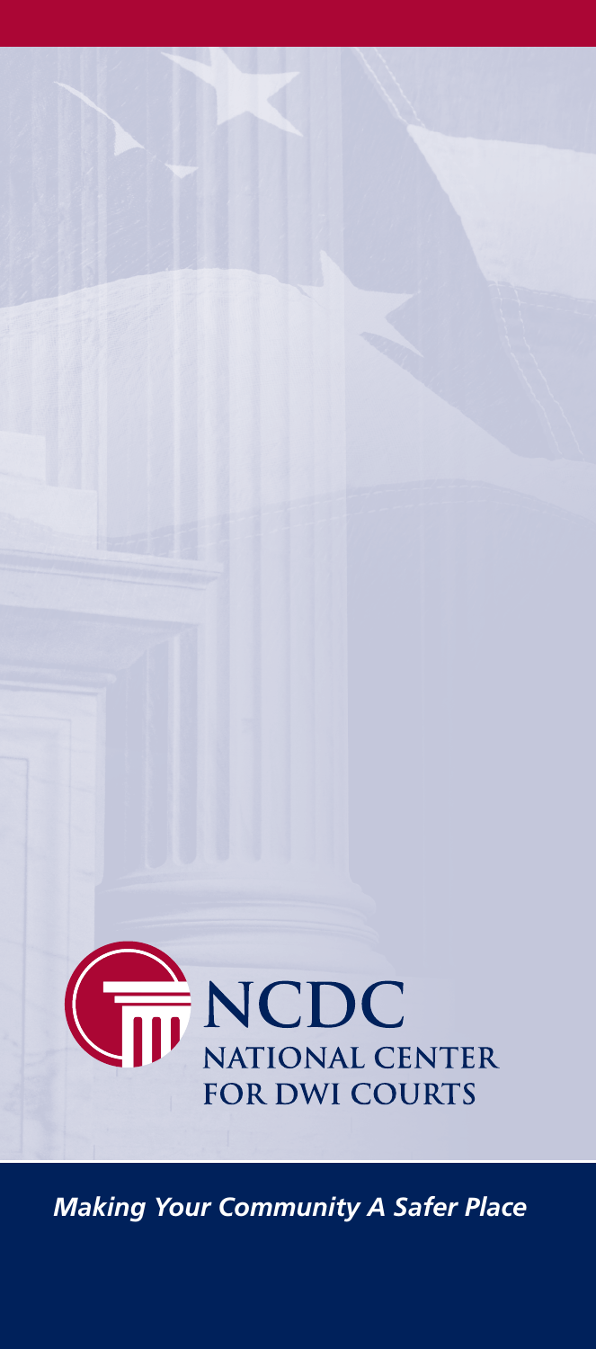# NCDC

## NATIONAL CENTER FOR DWI COURTS

*Making Your Community A Safer Place*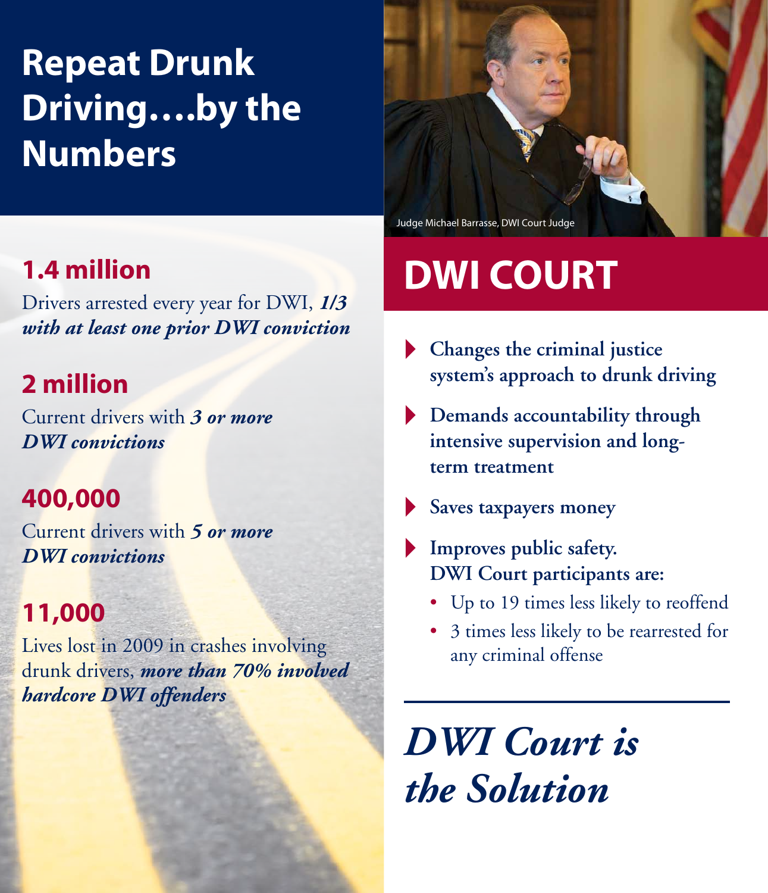# Repeat Drunk Driving….by the Numbers

## 1.4 million

Drivers arrested every year for DWI, ***1/3 with at least one prior DWI conviction***

## 2 million

Current drivers with ***3 or more DWI convictions***

## 400,000

Current drivers with ***5 or more DWI convictions***

## 11,000

Lives lost in 2009 in crashes involving drunk drivers, ***more than 70% involved hardcore DWI offenders***

Judge Michael Barrasse, DWI Court Judge

# DWI COURT

- **Changes the criminal justice system's approach to drunk driving**
- **Demands accountability through intensive supervision and long-term treatment**
- **Saves taxpayers money**
- **Improves public safety. DWI Court participants are:**
  - Up to 19 times less likely to reoffend
  - 3 times less likely to be rearrested for any criminal offense

---

***DWI Court is the Solution***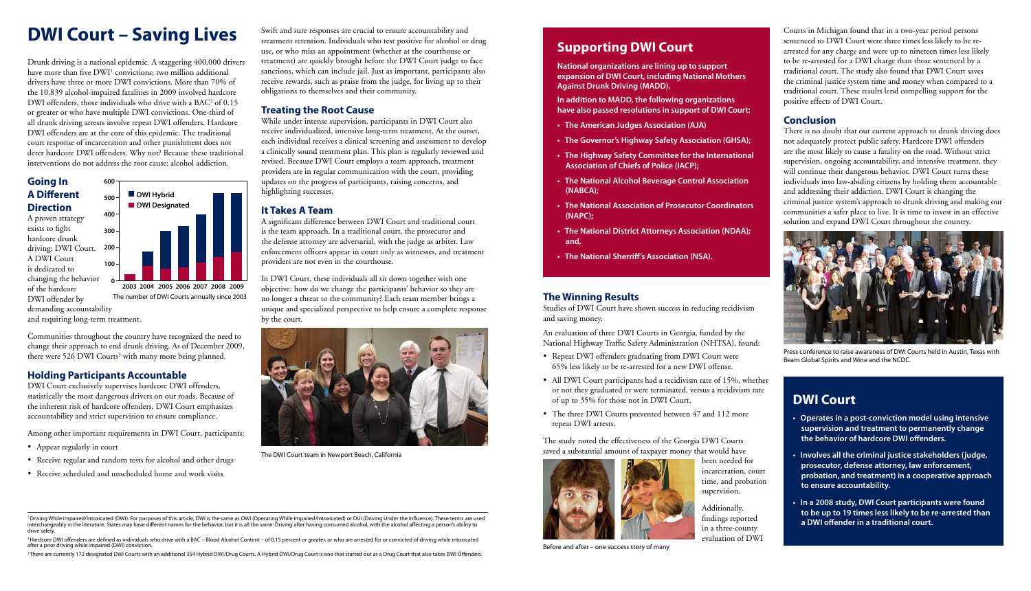# DWI Court – Saving Lives

Drunk driving is a national epidemic. A staggering 400,000 drivers have more than five DWI[1] convictions; two million additional drivers have three or more DWI convictions. More than 70% of the 10,839 alcohol-impaired fatalities in 2009 involved hardcore DWI offenders, those individuals who drive with a BAC[2] of 0.15 or greater or who have multiple DWI convictions. One-third of all drunk driving arrests involve repeat DWI offenders. Hardcore DWI offenders are at the core of this epidemic. The traditional court response of incarceration and other punishment does not deter hardcore DWI offenders. Why not? Because these traditional interventions do not address the root cause: alcohol addiction.

### Going In A Different Direction

A proven strategy exists to fight hardcore drunk driving: DWI Court. A DWI Court is dedicated to changing the behavior of the hardcore DWI offender by demanding accountability and requiring long-term treatment.

The number of DWI Courts annually since 2003

Communities throughout the country have recognized the need to change their approach to end drunk driving. As of December 2009, there were 526 DWI Courts[3] with many more being planned.

### Holding Participants Accountable

DWI Court exclusively supervises hardcore DWI offenders, statistically the most dangerous drivers on our roads. Because of the inherent risk of hardcore offenders, DWI Court emphasizes accountability and strict supervision to ensure compliance.

Among other important requirements in DWI Court, participants:

- Appear regularly in court
- Receive regular and random tests for alcohol and other drugs
- Receive scheduled and unscheduled home and work visits

Swift and sure responses are crucial to ensure accountability and treatment retention. Individuals who test positive for alcohol or drug use, or who miss an appointment (whether at the courthouse or treatment) are quickly brought before the DWI Court judge to face sanctions, which can include jail. Just as important, participants also receive rewards, such as praise from the judge, for living up to their obligations to themselves and their community.

### Treating the Root Cause

While under intense supervision, participants in DWI Court also receive individualized, intensive long-term treatment. At the outset, each individual receives a clinical screening and assessment to develop a clinically sound treatment plan. This plan is regularly reviewed and revised. Because DWI Court employs a team approach, treatment providers are in regular communication with the court, providing updates on the progress of participants, raising concerns, and highlighting successes.

### It Takes A Team

A significant difference between DWI Court and traditional court is the team approach. In a traditional court, the prosecutor and the defense attorney are adversarial, with the judge as arbiter. Law enforcement officers appear in court only as witnesses, and treatment providers are not even in the courthouse.

In DWI Court, these individuals all sit down together with one objective: how do we change the participants' behavior so they are no longer a threat to the community? Each team member brings a unique and specialized perspective to help ensure a complete response by the court.

The DWI Court team in Newport Beach, California

## Supporting DWI Court

**National organizations are lining up to support expansion of DWI Court, including National Mothers Against Drunk Driving (MADD).**

**In addition to MADD, the following organizations have also passed resolutions in support of DWI Court:**

- **The American Judges Association (AJA)**
- **The Governor's Highway Safety Association (GHSA);**
- **The Highway Safety Committee for the International Association of Chiefs of Police (IACP);**
- **The National Alcohol Beverage Control Association (NABCA);**
- **The National Association of Prosecutor Coordinators (NAPC);**
- **The National District Attorneys Association (NDAA); and,**
- **The National Sherriff's Association (NSA).**

### The Winning Results

Studies of DWI Court have shown success in reducing recidivism and saving money.

An evaluation of three DWI Courts in Georgia, funded by the National Highway Traffic Safety Administration (NHTSA), found:

- Repeat DWI offenders graduating from DWI Court were 65% less likely to be re-arrested for a new DWI offense.
- All DWI Court participants had a recidivism rate of 15%, whether or not they graduated or were terminated, versus a recidivism rate of up to 35% for those not in DWI Court.
- The three DWI Courts prevented between 47 and 112 more repeat DWI arrests.

The study noted the effectiveness of the Georgia DWI Courts saved a substantial amount of taxpayer money that would have been needed for incarceration, court time, and probation supervision.

Before and after – one success story of many

Additionally, findings reported in a three-county evaluation of DWI Courts in Michigan found that in a two-year period persons sentenced to DWI Court were three times less likely to be re-arrested for any charge and were up to nineteen times less likely to be re-arrested for a DWI charge than those sentenced by a traditional court. The study also found that DWI Court saves the criminal justice system time and money when compared to a traditional court. These results lend compelling support for the positive effects of DWI Court.

### Conclusion

There is no doubt that our current approach to drunk driving does not adequately protect public safety. Hardcore DWI offenders are the most likely to cause a fatality on the road. Without strict supervision, ongoing accountability, and intensive treatment, they will continue their dangerous behavior. DWI Court turns these individuals into law-abiding citizens by holding them accountable and addressing their addiction. DWI Court is changing the criminal justice system's approach to drunk driving and making our communities a safer place to live. It is time to invest in an effective solution and expand DWI Court throughout the country.

Press conference to raise awareness of DWI Courts held in Austin, Texas with Beam Global Spirits and Wine and the NCDC.

## DWI Court

- **Operates in a post-conviction model using intensive supervision and treatment to permanently change the behavior of hardcore DWI offenders.**
- **Involves all the criminal justice stakeholders (judge, prosecutor, defense attorney, law enforcement, probation, and treatment) in a cooperative approach to ensure accountability.**
- **In a 2008 study, DWI Court participants were found to be up to 19 times less likely to be re-arrested than a DWI offender in a traditional court.**

---

[1] Driving While Impaired/Intoxicated (DWI). For purposes of this article, DWI is the same as OWI (Operating While Impaired/Intoxicated) or DUI (Driving Under the Influence). These terms are used interchangeably in the literature. States may have different names for the behavior, but it is all the same: Driving after having consumed alcohol, with the alcohol affecting a person's ability to drive safely.

[2] Hardcore DWI offenders are defined as individuals who drive with a BAC – Blood Alcohol Content – of 0.15 percent or greater, or who are arrested for or convicted of driving while intoxicated after a prior driving while impaired (DWI) conviction.

[3] There are currently 172 designated DWI Courts with an additional 354 Hybrid DWI/Drug Courts. A Hybrid DWI/Drug Court is one that started out as a Drug Court that also takes DWI Offenders.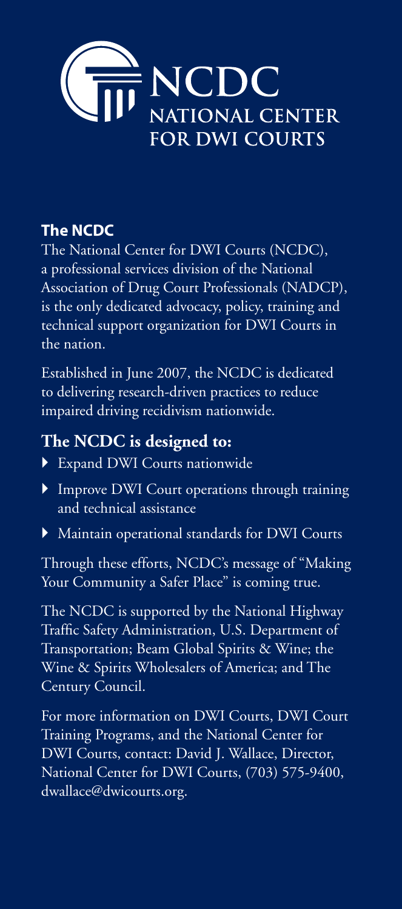# NCDC
## NATIONAL CENTER FOR DWI COURTS

**The NCDC**

The National Center for DWI Courts (NCDC), a professional services division of the National Association of Drug Court Professionals (NADCP), is the only dedicated advocacy, policy, training and technical support organization for DWI Courts in the nation.

Established in June 2007, the NCDC is dedicated to delivering research-driven practices to reduce impaired driving recidivism nationwide.

## The NCDC is designed to:

- Expand DWI Courts nationwide
- Improve DWI Court operations through training and technical assistance
- Maintain operational standards for DWI Courts

Through these efforts, NCDC's message of "Making Your Community a Safer Place" is coming true.

The NCDC is supported by the National Highway Traffic Safety Administration, U.S. Department of Transportation; Beam Global Spirits & Wine; the Wine & Spirits Wholesalers of America; and The Century Council.

For more information on DWI Courts, DWI Court Training Programs, and the National Center for DWI Courts, contact: David J. Wallace, Director, National Center for DWI Courts, (703) 575-9400, dwallace@dwicourts.org.